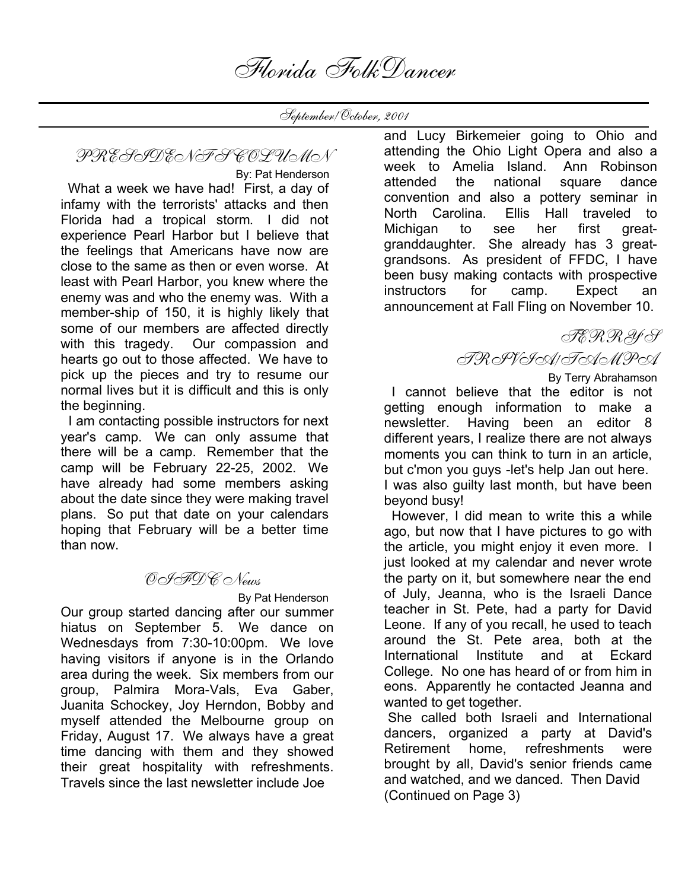# Florida FolkDancer

September/October, 2001

## PRESIDENT'S COLUMN

By: Pat Henderson

What a week we have had! First, a day of infamy with the terrorists' attacks and then Florida had a tropical storm. I did not experience Pearl Harbor but I believe that the feelings that Americans have now are close to the same as then or even worse. At least with Pearl Harbor, you knew where the enemy was and who the enemy was. With a member-ship of 150, it is highly likely that some of our members are affected directly with this tragedy. Our compassion and hearts go out to those affected. We have to pick up the pieces and try to resume our normal lives but it is difficult and this is only the beginning.

I am contacting possible instructors for next year's camp. We can only assume that there will be a camp. Remember that the camp will be February 22-25, 2002. We have already had some members asking about the date since they were making travel plans. So put that date on your calendars hoping that February will be a better time than now.

## OIFDC News

By Pat Henderson

Our group started dancing after our summer hiatus on September 5. We dance on Wednesdays from 7:30-10:00pm. We love having visitors if anyone is in the Orlando area during the week. Six members from our group, Palmira Mora-Vals, Eva Gaber, Juanita Schockey, Joy Herndon, Bobby and myself attended the Melbourne group on Friday, August 17. We always have a great time dancing with them and they showed their great hospitality with refreshments. Travels since the last newsletter include Joe and Lucy Birkemeier going to Ohio and attending the Ohio Light Opera and also a week to Amelia Island. Ann Robinson attended the national square dance convention and also a pottery seminar in North Carolina. Ellis Hall traveled to Michigan to see her first great-granddaughter. She already has 3 great-grandsons. As president of FFDC, I have been busy making contacts with prospective instructors for camp. Expect an announcement at Fall Fling on November 10.

## TERRY'S TRIVIA/TAMPA

By Terry Abrahamson

I cannot believe that the editor is not getting enough information to make a newsletter. Having been an editor 8 different years, I realize there are not always moments you can think to turn in an article, but c'mon you guys -let's help Jan out here. I was also guilty last month, but have been beyond busy!

However, I did mean to write this a while ago, but now that I have pictures to go with the article, you might enjoy it even more. I just looked at my calendar and never wrote the party on it, but somewhere near the end of July, Jeanna, who is the Israeli Dance teacher in St. Pete, had a party for David Leone. If any of you recall, he used to teach around the St. Pete area, both at the International Institute and at Eckard College. No one has heard of or from him in eons. Apparently he contacted Jeanna and wanted to get together.

She called both Israeli and International dancers, organized a party at David's Retirement home, refreshments were brought by all, David's senior friends came and watched, and we danced. Then David (Continued on Page 3)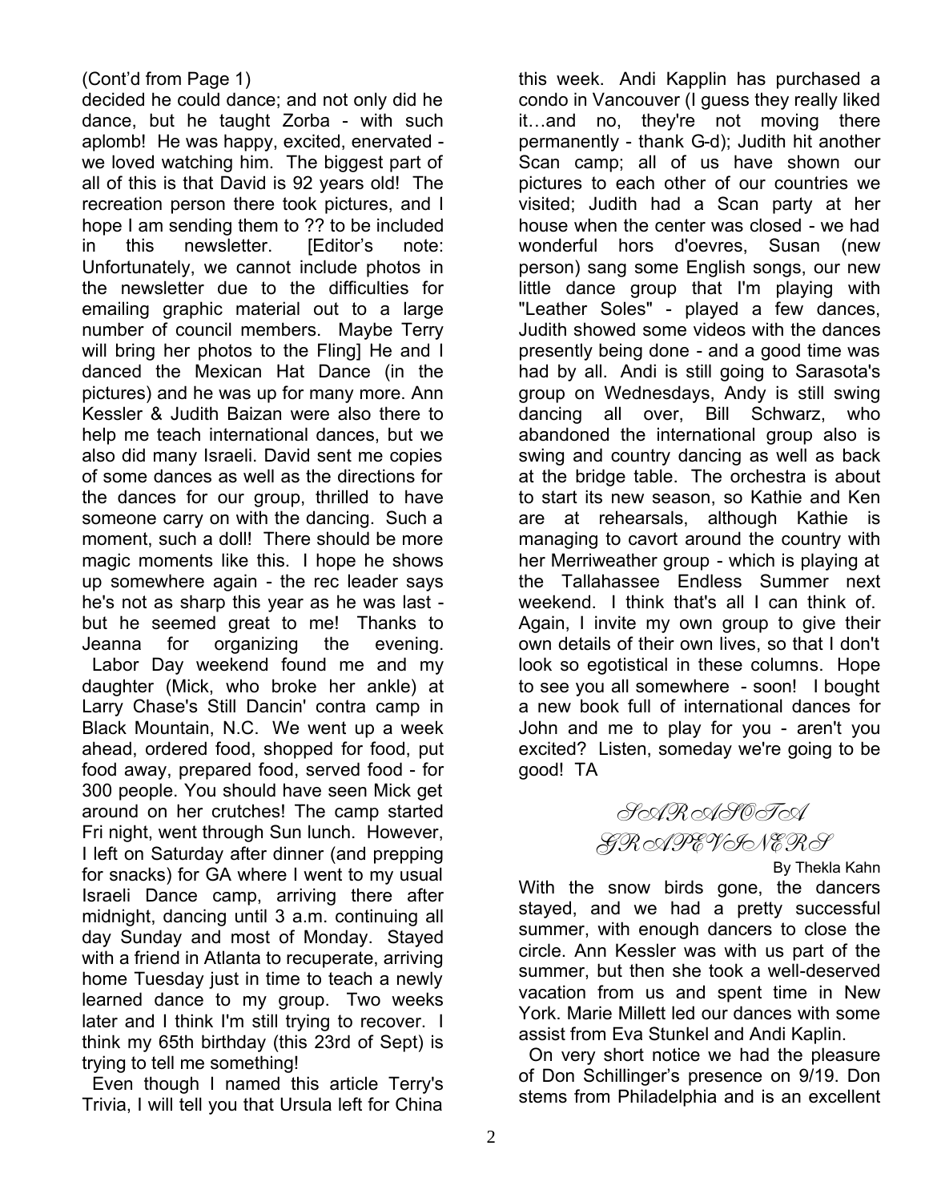(Cont'd from Page 1)

decided he could dance; and not only did he dance, but he taught Zorba - with such aplomb! He was happy, excited, enervated - we loved watching him. The biggest part of all of this is that David is 92 years old! The recreation person there took pictures, and I hope I am sending them to ?? to be included in this newsletter. [Editor's note: Unfortunately, we cannot include photos in the newsletter due to the difficulties for emailing graphic material out to a large number of council members. Maybe Terry will bring her photos to the Fling] He and I danced the Mexican Hat Dance (in the pictures) and he was up for many more. Ann Kessler & Judith Baizan were also there to help me teach international dances, but we also did many Israeli. David sent me copies of some dances as well as the directions for the dances for our group, thrilled to have someone carry on with the dancing. Such a moment, such a doll! There should be more magic moments like this. I hope he shows up somewhere again - the rec leader says he's not as sharp this year as he was last - but he seemed great to me! Thanks to Jeanna for organizing the evening.

Labor Day weekend found me and my daughter (Mick, who broke her ankle) at Larry Chase's Still Dancin' contra camp in Black Mountain, N.C. We went up a week ahead, ordered food, shopped for food, put food away, prepared food, served food - for 300 people. You should have seen Mick get around on her crutches! The camp started Fri night, went through Sun lunch. However, I left on Saturday after dinner (and prepping for snacks) for GA where I went to my usual Israeli Dance camp, arriving there after midnight, dancing until 3 a.m. continuing all day Sunday and most of Monday. Stayed with a friend in Atlanta to recuperate, arriving home Tuesday just in time to teach a newly learned dance to my group. Two weeks later and I think I'm still trying to recover. I think my 65th birthday (this 23rd of Sept) is trying to tell me something!

Even though I named this article Terry's Trivia, I will tell you that Ursula left for China this week. Andi Kapplin has purchased a condo in Vancouver (I guess they really liked it…and no, they're not moving there permanently - thank G-d); Judith hit another Scan camp; all of us have shown our pictures to each other of our countries we visited; Judith had a Scan party at her house when the center was closed - we had wonderful hors d'oevres, Susan (new person) sang some English songs, our new little dance group that I'm playing with "Leather Soles" - played a few dances, Judith showed some videos with the dances presently being done - and a good time was had by all. Andi is still going to Sarasota's group on Wednesdays, Andy is still swing dancing all over, Bill Schwarz, who abandoned the international group also is swing and country dancing as well as back at the bridge table. The orchestra is about to start its new season, so Kathie and Ken are at rehearsals, although Kathie is managing to cavort around the country with her Merriweather group - which is playing at the Tallahassee Endless Summer next weekend. I think that's all I can think of. Again, I invite my own group to give their own details of their own lives, so that I don't look so egotistical in these columns. Hope to see you all somewhere - soon! I bought a new book full of international dances for John and me to play for you - aren't you excited? Listen, someday we're going to be good! TA

## SARASOTA GRAPEVINERS

By Thekla Kahn

With the snow birds gone, the dancers stayed, and we had a pretty successful summer, with enough dancers to close the circle. Ann Kessler was with us part of the summer, but then she took a well-deserved vacation from us and spent time in New York. Marie Millett led our dances with some assist from Eva Stunkel and Andi Kaplin.

On very short notice we had the pleasure of Don Schillinger's presence on 9/19. Don stems from Philadelphia and is an excellent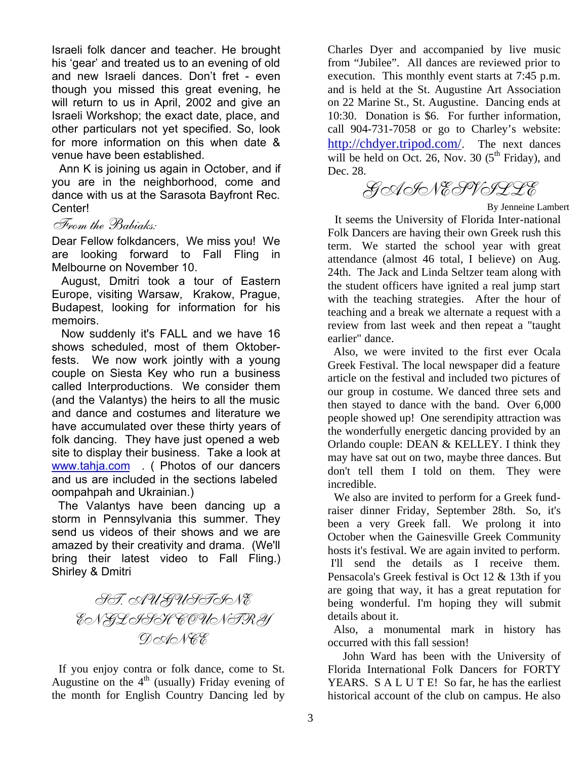Israeli folk dancer and teacher. He brought his 'gear' and treated us to an evening of old and new Israeli dances. Don't fret - even though you missed this great evening, he will return to us in April, 2002 and give an Israeli Workshop; the exact date, place, and other particulars not yet specified. So, look for more information on this when date & venue have been established.

Ann K is joining us again in October, and if you are in the neighborhood, come and dance with us at the Sarasota Bayfront Rec. Center!

### *From the Babiaks:*

Dear Fellow folkdancers, We miss you! We are looking forward to Fall Fling in Melbourne on November 10.

August, Dmitri took a tour of Eastern Europe, visiting Warsaw, Krakow, Prague, Budapest, looking for information for his memoirs.

Now suddenly it's FALL and we have 16 shows scheduled, most of them Oktober-fests. We now work jointly with a young couple on Siesta Key who run a business called Interproductions. We consider them (and the Valantys) the heirs to all the music and dance and costumes and literature we have accumulated over these thirty years of folk dancing. They have just opened a web site to display their business. Take a look at www.tahja.com . ( Photos of our dancers and us are included in the sections labeled oompahpah and Ukrainian.)

The Valantys have been dancing up a storm in Pennsylvania this summer. They send us videos of their shows and we are amazed by their creativity and drama. (We'll bring their latest video to Fall Fling.)
Shirley & Dmitri

## ST. AUGUSTINE ENGLISH COUNTRY DANCE

If you enjoy contra or folk dance, come to St. Augustine on the 4th (usually) Friday evening of the month for English Country Dancing led by Charles Dyer and accompanied by live music from "Jubilee". All dances are reviewed prior to execution. This monthly event starts at 7:45 p.m. and is held at the St. Augustine Art Association on 22 Marine St., St. Augustine. Dancing ends at 10:30. Donation is $6. For further information, call 904-731-7058 or go to Charley's website: http://chdyer.tripod.com/. The next dances will be held on Oct. 26, Nov. 30 (5th Friday), and Dec. 28.

## GAINESVILLE

By Jenneine Lambert

It seems the University of Florida Inter-national Folk Dancers are having their own Greek rush this term. We started the school year with great attendance (almost 46 total, I believe) on Aug. 24th. The Jack and Linda Seltzer team along with the student officers have ignited a real jump start with the teaching strategies. After the hour of teaching and a break we alternate a request with a review from last week and then repeat a "taught earlier" dance.

Also, we were invited to the first ever Ocala Greek Festival. The local newspaper did a feature article on the festival and included two pictures of our group in costume. We danced three sets and then stayed to dance with the band. Over 6,000 people showed up! One serendipity attraction was the wonderfully energetic dancing provided by an Orlando couple: DEAN & KELLEY. I think they may have sat out on two, maybe three dances. But don't tell them I told on them. They were incredible.

We also are invited to perform for a Greek fund-raiser dinner Friday, September 28th. So, it's been a very Greek fall. We prolong it into October when the Gainesville Greek Community hosts it's festival. We are again invited to perform. I'll send the details as I receive them. Pensacola's Greek festival is Oct 12 & 13th if you are going that way, it has a great reputation for being wonderful. I'm hoping they will submit details about it.

Also, a monumental mark in history has occurred with this fall session!

John Ward has been with the University of Florida International Folk Dancers for FORTY YEARS. S A L U T E! So far, he has the earliest historical account of the club on campus. He also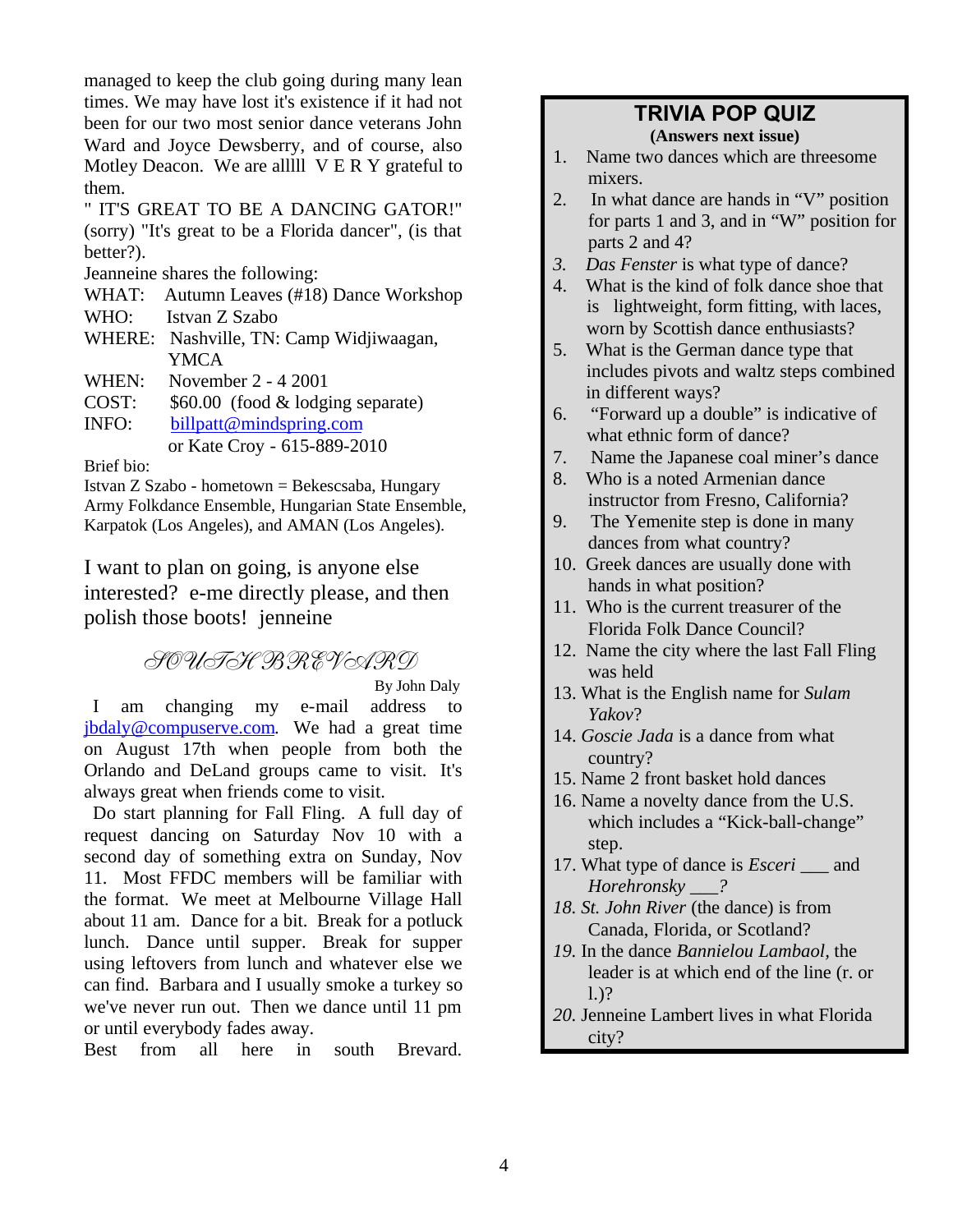managed to keep the club going during many lean times. We may have lost it's existence if it had not been for our two most senior dance veterans John Ward and Joyce Dewsberry, and of course, also Motley Deacon. We are alllll V E R Y grateful to them.

" IT'S GREAT TO BE A DANCING GATOR!" (sorry) "It's great to be a Florida dancer", (is that better?).

Jeanneine shares the following:

WHAT: Autumn Leaves (#18) Dance Workshop
WHO: Istvan Z Szabo
WHERE: Nashville, TN: Camp Widjiwaagan, YMCA
WHEN: November 2 - 4 2001
COST: $60.00 (food & lodging separate)
INFO: billpatt@mindspring.com or Kate Croy - 615-889-2010

Brief bio:
Istvan Z Szabo - hometown = Bekescsaba, Hungary Army Folkdance Ensemble, Hungarian State Ensemble, Karpatok (Los Angeles), and AMAN (Los Angeles).

I want to plan on going, is anyone else interested? e-me directly please, and then polish those boots! jenneine

## SOUTH BREVARD

By John Daly

I am changing my e-mail address to jbdaly@compuserve.com. We had a great time on August 17th when people from both the Orlando and DeLand groups came to visit. It's always great when friends come to visit.

Do start planning for Fall Fling. A full day of request dancing on Saturday Nov 10 with a second day of something extra on Sunday, Nov 11. Most FFDC members will be familiar with the format. We meet at Melbourne Village Hall about 11 am. Dance for a bit. Break for a potluck lunch. Dance until supper. Break for supper using leftovers from lunch and whatever else we can find. Barbara and I usually smoke a turkey so we've never run out. Then we dance until 11 pm or until everybody fades away.

Best from all here in south Brevard.

## TRIVIA POP QUIZ

**(Answers next issue)**

1. Name two dances which are threesome mixers.
2. In what dance are hands in "V" position for parts 1 and 3, and in "W" position for parts 2 and 4?
3. *Das Fenster* is what type of dance?
4. What is the kind of folk dance shoe that is lightweight, form fitting, with laces, worn by Scottish dance enthusiasts?
5. What is the German dance type that includes pivots and waltz steps combined in different ways?
6. "Forward up a double" is indicative of what ethnic form of dance?
7. Name the Japanese coal miner's dance
8. Who is a noted Armenian dance instructor from Fresno, California?
9. The Yemenite step is done in many dances from what country?
10. Greek dances are usually done with hands in what position?
11. Who is the current treasurer of the Florida Folk Dance Council?
12. Name the city where the last Fall Fling was held
13. What is the English name for *Sulam Yakov*?
14. *Goscie Jada* is a dance from what country?
15. Name 2 front basket hold dances
16. Name a novelty dance from the U.S. which includes a "Kick-ball-change" step.
17. What type of dance is *Esceri* ___ and *Horehronsky* ___?
18. *St. John River* (the dance) is from Canada, Florida, or Scotland?
19. In the dance *Bannielou Lambaol*, the leader is at which end of the line (r. or l.)?
20. Jenneine Lambert lives in what Florida city?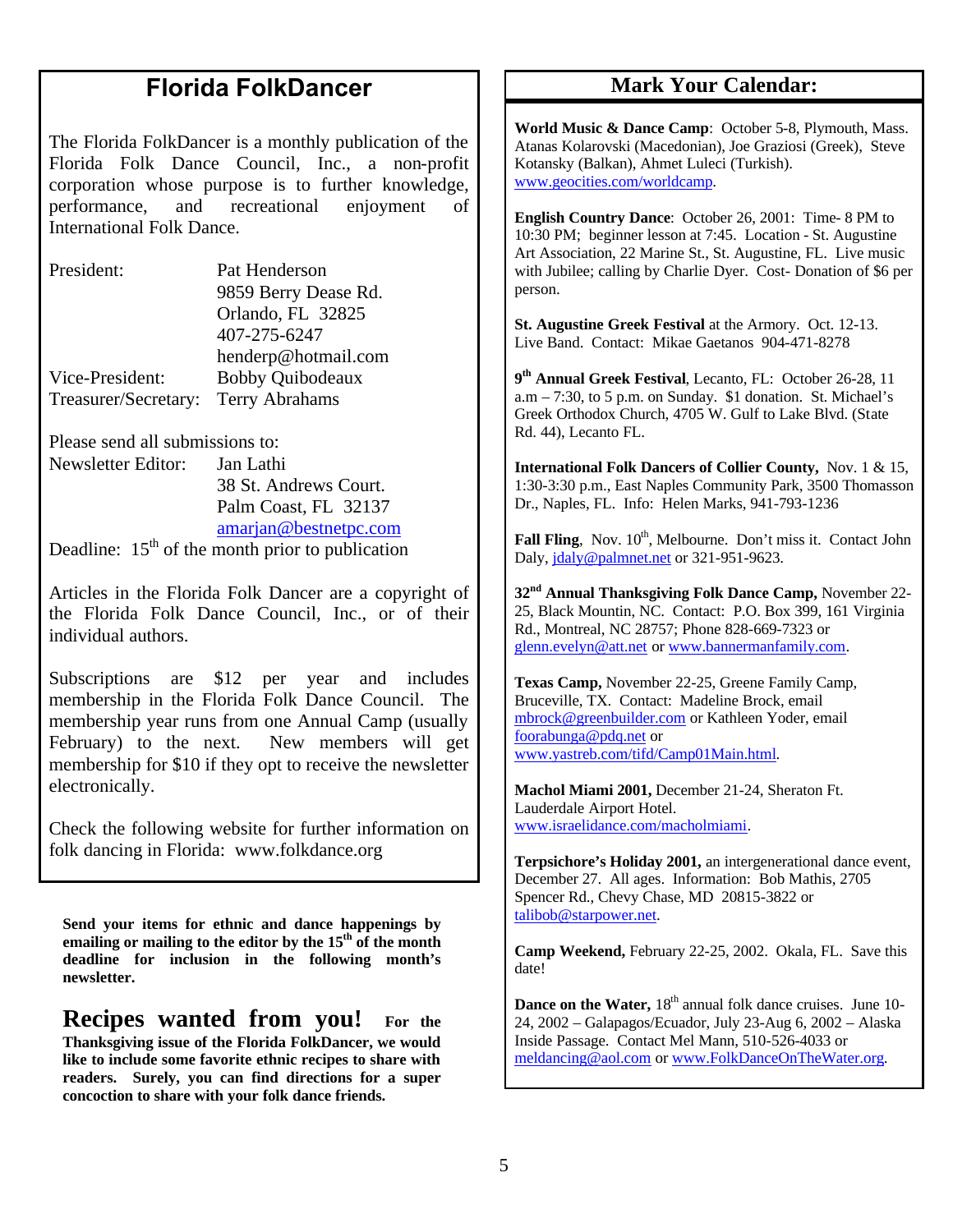# Florida FolkDancer

The Florida FolkDancer is a monthly publication of the Florida Folk Dance Council, Inc., a non-profit corporation whose purpose is to further knowledge, performance, and recreational enjoyment of International Folk Dance.

| | |
|---|---|
| President: | Pat Henderson<br>9859 Berry Dease Rd.<br>Orlando, FL 32825<br>407-275-6247<br>henderp@hotmail.com |
| Vice-President: | Bobby Quibodeaux |
| Treasurer/Secretary: | Terry Abrahams |

Please send all submissions to:

Newsletter Editor: Jan Lathi
38 St. Andrews Court.
Palm Coast, FL 32137
amarjan@bestnetpc.com

Deadline: 15th of the month prior to publication

Articles in the Florida Folk Dancer are a copyright of the Florida Folk Dance Council, Inc., or of their individual authors.

Subscriptions are $12 per year and includes membership in the Florida Folk Dance Council. The membership year runs from one Annual Camp (usually February) to the next. New members will get membership for $10 if they opt to receive the newsletter electronically.

Check the following website for further information on folk dancing in Florida: www.folkdance.org

**Send your items for ethnic and dance happenings by emailing or mailing to the editor by the 15th of the month deadline for inclusion in the following month's newsletter.**

**Recipes wanted from you!** **For the Thanksgiving issue of the Florida FolkDancer, we would like to include some favorite ethnic recipes to share with readers. Surely, you can find directions for a super concoction to share with your folk dance friends.**

# Mark Your Calendar:

**World Music & Dance Camp**: October 5-8, Plymouth, Mass. Atanas Kolarovski (Macedonian), Joe Graziosi (Greek), Steve Kotansky (Balkan), Ahmet Luleci (Turkish). www.geocities.com/worldcamp.

**English Country Dance**: October 26, 2001: Time- 8 PM to 10:30 PM; beginner lesson at 7:45. Location - St. Augustine Art Association, 22 Marine St., St. Augustine, FL. Live music with Jubilee; calling by Charlie Dyer. Cost- Donation of $6 per person.

**St. Augustine Greek Festival** at the Armory. Oct. 12-13. Live Band. Contact: Mikae Gaetanos 904-471-8278

**9th Annual Greek Festival**, Lecanto, FL: October 26-28, 11 a.m – 7:30, to 5 p.m. on Sunday. $1 donation. St. Michael's Greek Orthodox Church, 4705 W. Gulf to Lake Blvd. (State Rd. 44), Lecanto FL.

**International Folk Dancers of Collier County,** Nov. 1 & 15, 1:30-3:30 p.m., East Naples Community Park, 3500 Thomasson Dr., Naples, FL. Info: Helen Marks, 941-793-1236

**Fall Fling**, Nov. 10th, Melbourne. Don't miss it. Contact John Daly, jdaly@palmnet.net or 321-951-9623.

**32nd Annual Thanksgiving Folk Dance Camp,** November 22-25, Black Mountin, NC. Contact: P.O. Box 399, 161 Virginia Rd., Montreal, NC 28757; Phone 828-669-7323 or glenn.evelyn@att.net or www.bannermanfamily.com.

**Texas Camp,** November 22-25, Greene Family Camp, Bruceville, TX. Contact: Madeline Brock, email mbrock@greenbuilder.com or Kathleen Yoder, email foorabunga@pdq.net or www.yastreb.com/tifd/Camp01Main.html.

**Machol Miami 2001,** December 21-24, Sheraton Ft. Lauderdale Airport Hotel. www.israelidance.com/macholmiami.

**Terpsichore's Holiday 2001,** an intergenerational dance event, December 27. All ages. Information: Bob Mathis, 2705 Spencer Rd., Chevy Chase, MD 20815-3822 or talibob@starpower.net.

**Camp Weekend,** February 22-25, 2002. Okala, FL. Save this date!

**Dance on the Water,** 18th annual folk dance cruises. June 10-24, 2002 – Galapagos/Ecuador, July 23-Aug 6, 2002 – Alaska Inside Passage. Contact Mel Mann, 510-526-4033 or meldancing@aol.com or www.FolkDanceOnTheWater.org.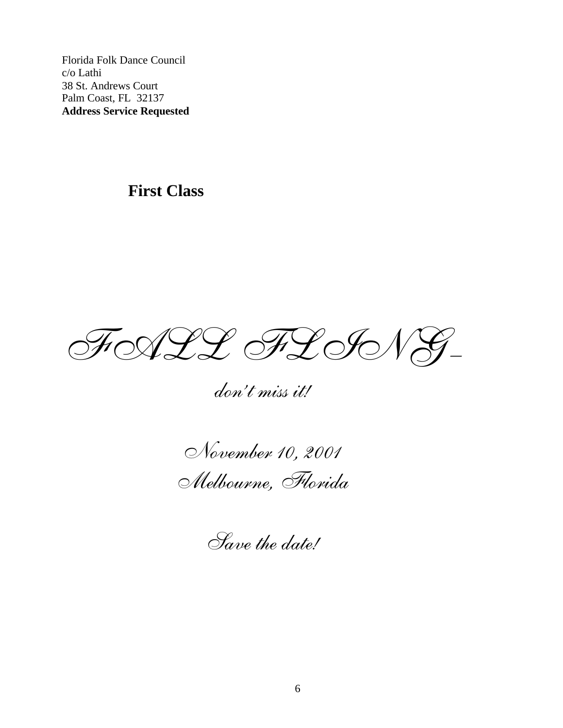Florida Folk Dance Council
c/o Lathi
38 St. Andrews Court
Palm Coast, FL 32137
**Address Service Requested**

**First Class**

# *FALL FLING –*

*don't miss it!*

*November 10, 2001*

*Melbourne, Florida*

*Save the date!*